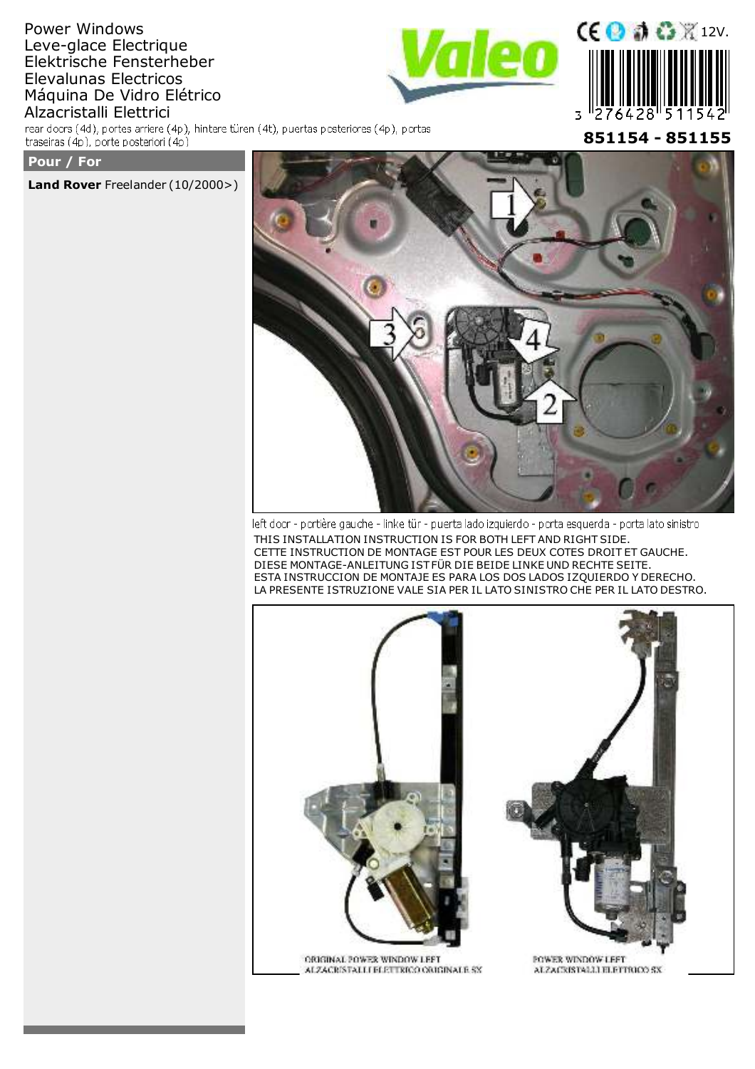# Power Windows
# Leve-glace Electrique
# Elektrische Fensterheber
# Elevalunas Electricos
# Máquina De Vidro Elétrico
# Alzacristalli Elettrici

rear doors (4d), portes arriere (4p), hintere türen (4t), puertas posteriores (4p), portas traseiras (4p), porte posteriori (4p)

Valeo

12V.

3 276428 511542

**851154 - 851155**

**Pour / For**

**Land Rover** Freelander (10/2000>)

1
3
4
2

left door - portière gauche - linke tür - puerta lado izquierdo - porta esquerda - porta lato sinistro

THIS INSTALLATION INSTRUCTION IS FOR BOTH LEFT AND RIGHT SIDE.
CETTE INSTRUCTION DE MONTAGE EST POUR LES DEUX COTES DROIT ET GAUCHE.
DIESE MONTAGE-ANLEITUNG IST FÜR DIE BEIDE LINKE UND RECHTE SEITE.
ESTA INSTRUCCION DE MONTAJE ES PARA LOS DOS LADOS IZQUIERDO Y DERECHO.
LA PRESENTE ISTRUZIONE VALE SIA PER IL LATO SINISTRO CHE PER IL LATO DESTRO.

ORIGINAL POWER WINDOW LEFT
ALZACRISTALLI ELETTRICO ORIGINALE SX

POWER WINDOW LEFT
ALZACRISTALLI ELETTRICO SX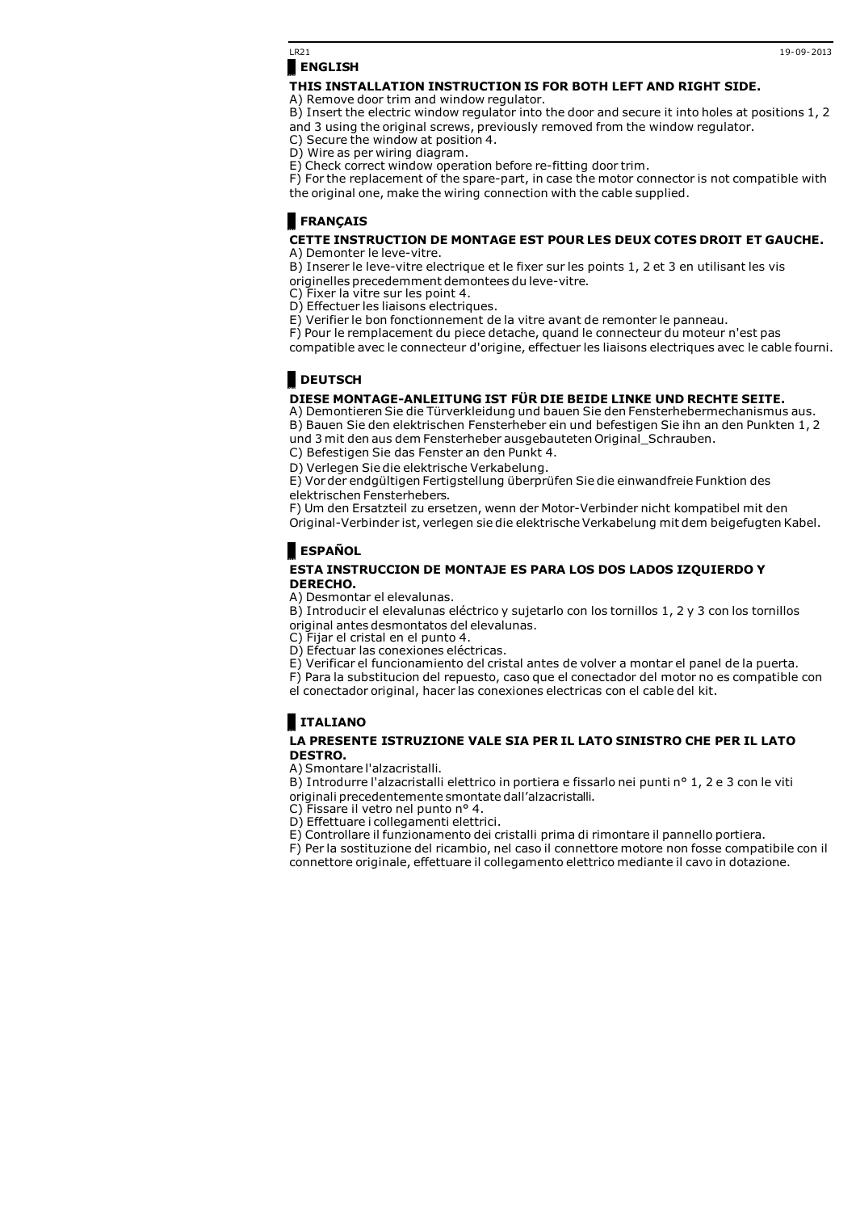## ENGLISH

**THIS INSTALLATION INSTRUCTION IS FOR BOTH LEFT AND RIGHT SIDE.**

A) Remove door trim and window regulator.
B) Insert the electric window regulator into the door and secure it into holes at positions 1, 2 and 3 using the original screws, previously removed from the window regulator.
C) Secure the window at position 4.
D) Wire as per wiring diagram.
E) Check correct window operation before re-fitting door trim.
F) For the replacement of the spare-part, in case the motor connector is not compatible with the original one, make the wiring connection with the cable supplied.

## FRANÇAIS

**CETTE INSTRUCTION DE MONTAGE EST POUR LES DEUX COTES DROIT ET GAUCHE.**

A) Demonter le leve-vitre.
B) Inserer le leve-vitre electrique et le fixer sur les points 1, 2 et 3 en utilisant les vis originelles precedemment demontees du leve-vitre.
C) Fixer la vitre sur les point 4.
D) Effectuer les liaisons electriques.
E) Verifier le bon fonctionnement de la vitre avant de remonter le panneau.
F) Pour le remplacement du piece detache, quand le connecteur du moteur n'est pas compatible avec le connecteur d'origine, effectuer les liaisons electriques avec le cable fourni.

## DEUTSCH

**DIESE MONTAGE-ANLEITUNG IST FÜR DIE BEIDE LINKE UND RECHTE SEITE.**

A) Demontieren Sie die Türverkleidung und bauen Sie den Fensterhebermechanismus aus.
B) Bauen Sie den elektrischen Fensterheber ein und befestigen Sie ihn an den Punkten 1, 2 und 3 mit den aus dem Fensterheber ausgebauteten Original_Schrauben.
C) Befestigen Sie das Fenster an den Punkt 4.
D) Verlegen Sie die elektrische Verkabelung.
E) Vor der endgültigen Fertigstellung überprüfen Sie die einwandfreie Funktion des elektrischen Fensterhebers.
F) Um den Ersatzteil zu ersetzen, wenn der Motor-Verbinder nicht kompatibel mit den Original-Verbinder ist, verlegen sie die elektrische Verkabelung mit dem beigefugten Kabel.

## ESPAÑOL

**ESTA INSTRUCCION DE MONTAJE ES PARA LOS DOS LADOS IZQUIERDO Y DERECHO.**

A) Desmontar el elevalunas.
B) Introducir el elevalunas eléctrico y sujetarlo con los tornillos 1, 2 y 3 con los tornillos original antes desmontatos del elevalunas.
C) Fijar el cristal en el punto 4.
D) Efectuar las conexiones eléctricas.
E) Verificar el funcionamiento del cristal antes de volver a montar el panel de la puerta.
F) Para la substitucion del repuesto, caso que el conectador del motor no es compatible con el conectador original, hacer las conexiones electricas con el cable del kit.

## ITALIANO

**LA PRESENTE ISTRUZIONE VALE SIA PER IL LATO SINISTRO CHE PER IL LATO DESTRO.**

A) Smontare l'alzacristalli.
B) Introdurre l'alzacristalli elettrico in portiera e fissarlo nei punti n° 1, 2 e 3 con le viti originali precedentemente smontate dall'alzacristalli.
C) Fissare il vetro nel punto n° 4.
D) Effettuare i collegamenti elettrici.
E) Controllare il funzionamento dei cristalli prima di rimontare il pannello portiera.
F) Per la sostituzione del ricambio, nel caso il connettore motore non fosse compatibile con il connettore originale, effettuare il collegamento elettrico mediante il cavo in dotazione.